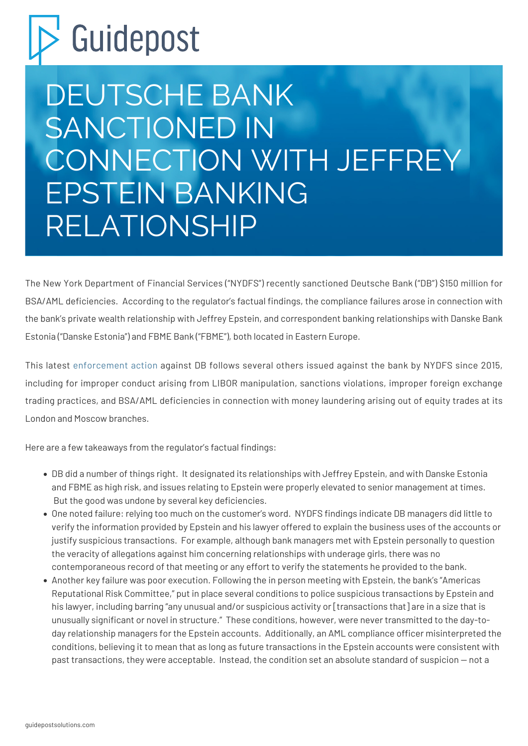# DEUTSCHE BANK SANCTIONED IN CONNECTION WITH JEFFREY EPSTEIN BANKING RELATIONSHIP

The New York Department of Financial Services ("NYDFS") recently sanctioned Deutsche Bank ("DB") $150 million for BSA/AML deficiencies. According to the regulator's factual findings, the compliance failures arose in connection with the bank's private wealth relationship with Jeffrey Epstein, and correspondent banking relationships with Danske Bank Estonia ("Danske Estonia") and FBME Bank ("FBME"), both located in Eastern Europe.

This latest enforcement action against DB follows several others issued against the bank by NYDFS since 2015, including for improper conduct arising from LIBOR manipulation, sanctions violations, improper foreign exchange trading practices, and BSA/AML deficiencies in connection with money laundering arising out of equity trades at its London and Moscow branches.

Here are a few takeaways from the regulator's factual findings:

- DB did a number of things right. It designated its relationships with Jeffrey Epstein, and with Danske Estonia and FBME as high risk, and issues relating to Epstein were properly elevated to senior management at times. But the good was undone by several key deficiencies.
- One noted failure: relying too much on the customer's word. NYDFS findings indicate DB managers did little to verify the information provided by Epstein and his lawyer offered to explain the business uses of the accounts or justify suspicious transactions. For example, although bank managers met with Epstein personally to question the veracity of allegations against him concerning relationships with underage girls, there was no contemporaneous record of that meeting or any effort to verify the statements he provided to the bank.
- Another key failure was poor execution. Following the in person meeting with Epstein, the bank's "Americas Reputational Risk Committee," put in place several conditions to police suspicious transactions by Epstein and his lawyer, including barring "any unusual and/or suspicious activity or [transactions that] are in a size that is unusually significant or novel in structure." These conditions, however, were never transmitted to the day-to-day relationship managers for the Epstein accounts. Additionally, an AML compliance officer misinterpreted the conditions, believing it to mean that as long as future transactions in the Epstein accounts were consistent with past transactions, they were acceptable. Instead, the condition set an absolute standard of suspicion — not a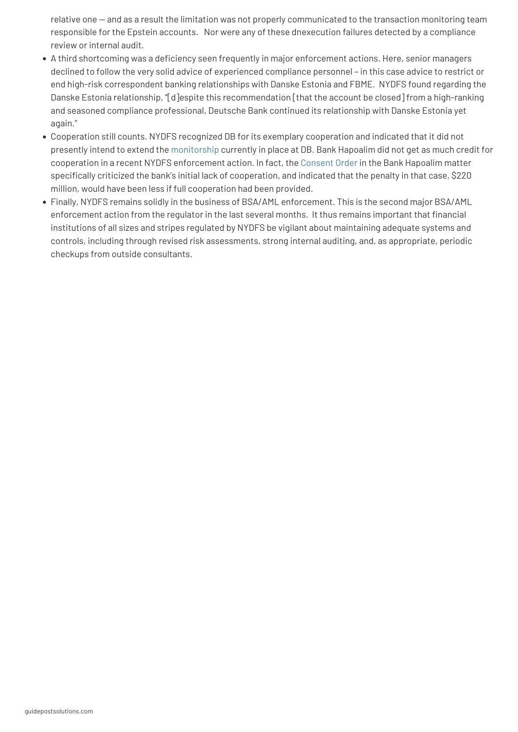relative one — and as a result the limitation was not properly communicated to the transaction monitoring team responsible for the Epstein accounts. Nor were any of these dnexecution failures detected by a compliance review or internal audit.

- A third shortcoming was a deficiency seen frequently in major enforcement actions. Here, senior managers declined to follow the very solid advice of experienced compliance personnel – in this case advice to restrict or end high-risk correspondent banking relationships with Danske Estonia and FBME. NYDFS found regarding the Danske Estonia relationship, "[d]espite this recommendation [that the account be closed] from a high-ranking and seasoned compliance professional, Deutsche Bank continued its relationship with Danske Estonia yet again."
- Cooperation still counts. NYDFS recognized DB for its exemplary cooperation and indicated that it did not presently intend to extend the monitorship currently in place at DB. Bank Hapoalim did not get as much credit for cooperation in a recent NYDFS enforcement action. In fact, the Consent Order in the Bank Hapoalim matter specifically criticized the bank's initial lack of cooperation, and indicated that the penalty in that case, $220 million, would have been less if full cooperation had been provided.
- Finally, NYDFS remains solidly in the business of BSA/AML enforcement. This is the second major BSA/AML enforcement action from the regulator in the last several months. It thus remains important that financial institutions of all sizes and stripes regulated by NYDFS be vigilant about maintaining adequate systems and controls, including through revised risk assessments, strong internal auditing, and, as appropriate, periodic checkups from outside consultants.